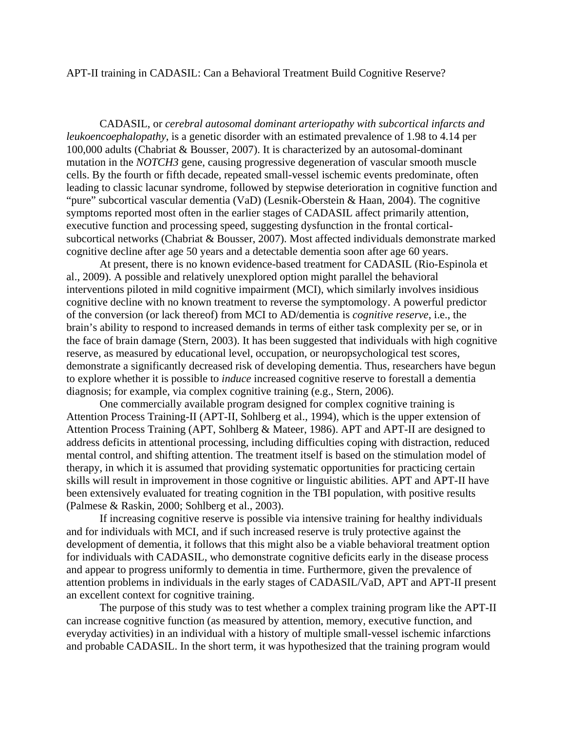# APT-II training in CADASIL: Can a Behavioral Treatment Build Cognitive Reserve?

CADASIL, or *cerebral autosomal dominant arteriopathy with subcortical infarcts and leukoencoephalopathy*, is a genetic disorder with an estimated prevalence of 1.98 to 4.14 per 100,000 adults (Chabriat & Bousser, 2007). It is characterized by an autosomal-dominant mutation in the *NOTCH3* gene, causing progressive degeneration of vascular smooth muscle cells. By the fourth or fifth decade, repeated small-vessel ischemic events predominate, often leading to classic lacunar syndrome, followed by stepwise deterioration in cognitive function and "pure" subcortical vascular dementia (VaD) (Lesnik-Oberstein & Haan, 2004). The cognitive symptoms reported most often in the earlier stages of CADASIL affect primarily attention, executive function and processing speed, suggesting dysfunction in the frontal cortical-subcortical networks (Chabriat & Bousser, 2007). Most affected individuals demonstrate marked cognitive decline after age 50 years and a detectable dementia soon after age 60 years.

At present, there is no known evidence-based treatment for CADASIL (Rio-Espinola et al., 2009). A possible and relatively unexplored option might parallel the behavioral interventions piloted in mild cognitive impairment (MCI), which similarly involves insidious cognitive decline with no known treatment to reverse the symptomology. A powerful predictor of the conversion (or lack thereof) from MCI to AD/dementia is *cognitive reserve*, i.e., the brain's ability to respond to increased demands in terms of either task complexity per se, or in the face of brain damage (Stern, 2003). It has been suggested that individuals with high cognitive reserve, as measured by educational level, occupation, or neuropsychological test scores, demonstrate a significantly decreased risk of developing dementia. Thus, researchers have begun to explore whether it is possible to *induce* increased cognitive reserve to forestall a dementia diagnosis; for example, via complex cognitive training (e.g., Stern, 2006).

One commercially available program designed for complex cognitive training is Attention Process Training-II (APT-II, Sohlberg et al., 1994), which is the upper extension of Attention Process Training (APT, Sohlberg & Mateer, 1986). APT and APT-II are designed to address deficits in attentional processing, including difficulties coping with distraction, reduced mental control, and shifting attention. The treatment itself is based on the stimulation model of therapy, in which it is assumed that providing systematic opportunities for practicing certain skills will result in improvement in those cognitive or linguistic abilities. APT and APT-II have been extensively evaluated for treating cognition in the TBI population, with positive results (Palmese & Raskin, 2000; Sohlberg et al., 2003).

If increasing cognitive reserve is possible via intensive training for healthy individuals and for individuals with MCI, and if such increased reserve is truly protective against the development of dementia, it follows that this might also be a viable behavioral treatment option for individuals with CADASIL, who demonstrate cognitive deficits early in the disease process and appear to progress uniformly to dementia in time. Furthermore, given the prevalence of attention problems in individuals in the early stages of CADASIL/VaD, APT and APT-II present an excellent context for cognitive training.

The purpose of this study was to test whether a complex training program like the APT-II can increase cognitive function (as measured by attention, memory, executive function, and everyday activities) in an individual with a history of multiple small-vessel ischemic infarctions and probable CADASIL. In the short term, it was hypothesized that the training program would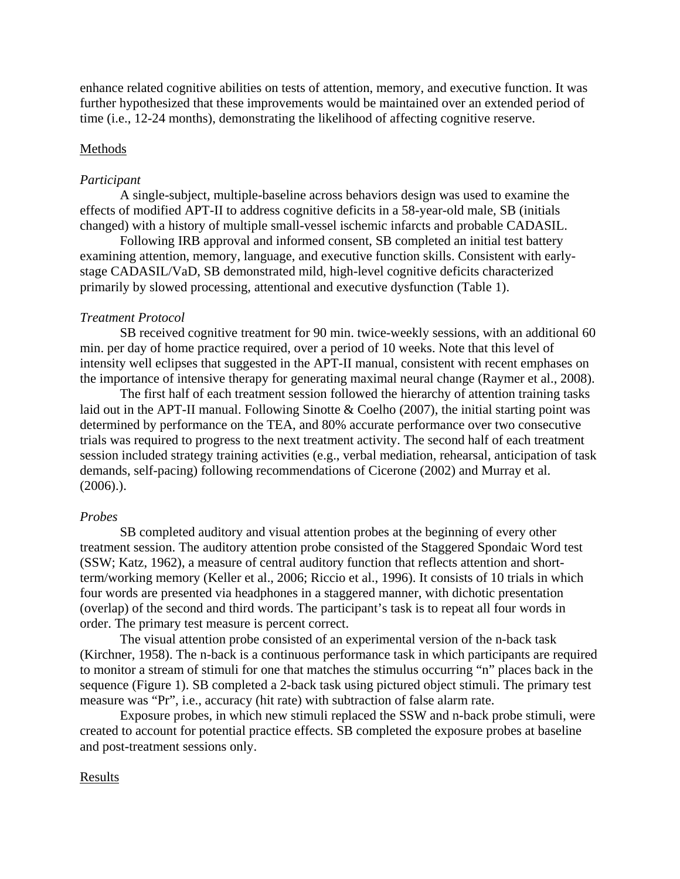enhance related cognitive abilities on tests of attention, memory, and executive function. It was further hypothesized that these improvements would be maintained over an extended period of time (i.e., 12-24 months), demonstrating the likelihood of affecting cognitive reserve.

## Methods

### *Participant*

A single-subject, multiple-baseline across behaviors design was used to examine the effects of modified APT-II to address cognitive deficits in a 58-year-old male, SB (initials changed) with a history of multiple small-vessel ischemic infarcts and probable CADASIL.

Following IRB approval and informed consent, SB completed an initial test battery examining attention, memory, language, and executive function skills. Consistent with early-stage CADASIL/VaD, SB demonstrated mild, high-level cognitive deficits characterized primarily by slowed processing, attentional and executive dysfunction (Table 1).

### *Treatment Protocol*

SB received cognitive treatment for 90 min. twice-weekly sessions, with an additional 60 min. per day of home practice required, over a period of 10 weeks. Note that this level of intensity well eclipses that suggested in the APT-II manual, consistent with recent emphases on the importance of intensive therapy for generating maximal neural change (Raymer et al., 2008).

The first half of each treatment session followed the hierarchy of attention training tasks laid out in the APT-II manual. Following Sinotte & Coelho (2007), the initial starting point was determined by performance on the TEA, and 80% accurate performance over two consecutive trials was required to progress to the next treatment activity. The second half of each treatment session included strategy training activities (e.g., verbal mediation, rehearsal, anticipation of task demands, self-pacing) following recommendations of Cicerone (2002) and Murray et al. (2006).).

### *Probes*

SB completed auditory and visual attention probes at the beginning of every other treatment session. The auditory attention probe consisted of the Staggered Spondaic Word test (SSW; Katz, 1962), a measure of central auditory function that reflects attention and short-term/working memory (Keller et al., 2006; Riccio et al., 1996). It consists of 10 trials in which four words are presented via headphones in a staggered manner, with dichotic presentation (overlap) of the second and third words. The participant's task is to repeat all four words in order. The primary test measure is percent correct.

The visual attention probe consisted of an experimental version of the n-back task (Kirchner, 1958). The n-back is a continuous performance task in which participants are required to monitor a stream of stimuli for one that matches the stimulus occurring "n" places back in the sequence (Figure 1). SB completed a 2-back task using pictured object stimuli. The primary test measure was "Pr", i.e., accuracy (hit rate) with subtraction of false alarm rate.

Exposure probes, in which new stimuli replaced the SSW and n-back probe stimuli, were created to account for potential practice effects. SB completed the exposure probes at baseline and post-treatment sessions only.

## Results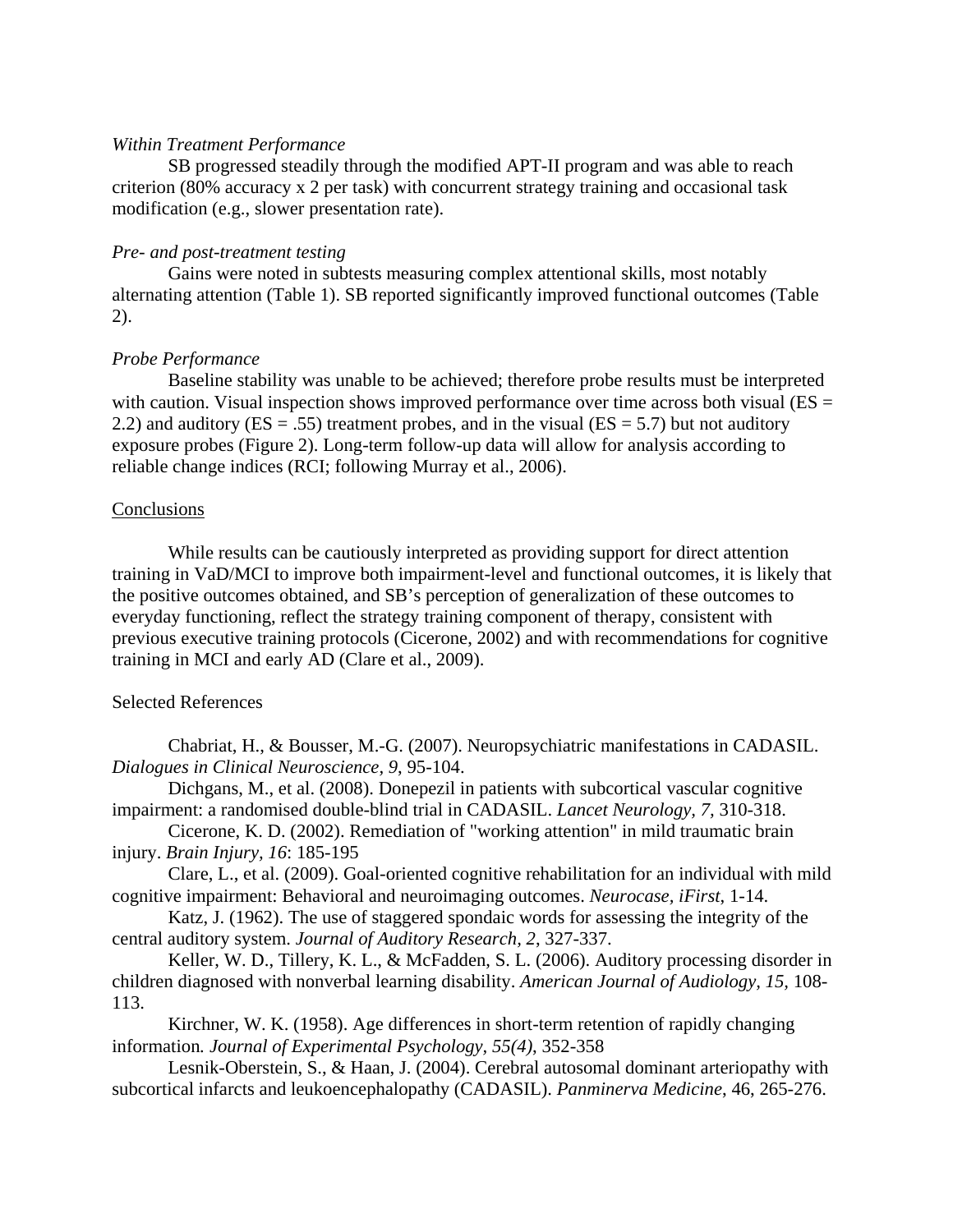*Within Treatment Performance*

SB progressed steadily through the modified APT-II program and was able to reach criterion (80% accuracy x 2 per task) with concurrent strategy training and occasional task modification (e.g., slower presentation rate).

*Pre- and post-treatment testing*

Gains were noted in subtests measuring complex attentional skills, most notably alternating attention (Table 1). SB reported significantly improved functional outcomes (Table 2).

*Probe Performance*

Baseline stability was unable to be achieved; therefore probe results must be interpreted with caution. Visual inspection shows improved performance over time across both visual (ES = 2.2) and auditory (ES = .55) treatment probes, and in the visual (ES = 5.7) but not auditory exposure probes (Figure 2). Long-term follow-up data will allow for analysis according to reliable change indices (RCI; following Murray et al., 2006).

## Conclusions

While results can be cautiously interpreted as providing support for direct attention training in VaD/MCI to improve both impairment-level and functional outcomes, it is likely that the positive outcomes obtained, and SB's perception of generalization of these outcomes to everyday functioning, reflect the strategy training component of therapy, consistent with previous executive training protocols (Cicerone, 2002) and with recommendations for cognitive training in MCI and early AD (Clare et al., 2009).

## Selected References

Chabriat, H., & Bousser, M.-G. (2007). Neuropsychiatric manifestations in CADASIL. *Dialogues in Clinical Neuroscience*, *9*, 95-104.

Dichgans, M., et al. (2008). Donepezil in patients with subcortical vascular cognitive impairment: a randomised double-blind trial in CADASIL. *Lancet Neurology, 7,* 310-318.

Cicerone, K. D. (2002). Remediation of "working attention" in mild traumatic brain injury. *Brain Injury, 16*: 185-195

Clare, L., et al. (2009). Goal-oriented cognitive rehabilitation for an individual with mild cognitive impairment: Behavioral and neuroimaging outcomes. *Neurocase, iFirst*, 1-14.

Katz, J. (1962). The use of staggered spondaic words for assessing the integrity of the central auditory system. *Journal of Auditory Research, 2*, 327-337.

Keller, W. D., Tillery, K. L., & McFadden, S. L. (2006). Auditory processing disorder in children diagnosed with nonverbal learning disability. *American Journal of Audiology, 15,* 108-113.

Kirchner, W. K. (1958). Age differences in short-term retention of rapidly changing information*. Journal of Experimental Psychology, 55(4)*, 352-358

Lesnik-Oberstein, S., & Haan, J. (2004). Cerebral autosomal dominant arteriopathy with subcortical infarcts and leukoencephalopathy (CADASIL). *Panminerva Medicine*, 46, 265-276.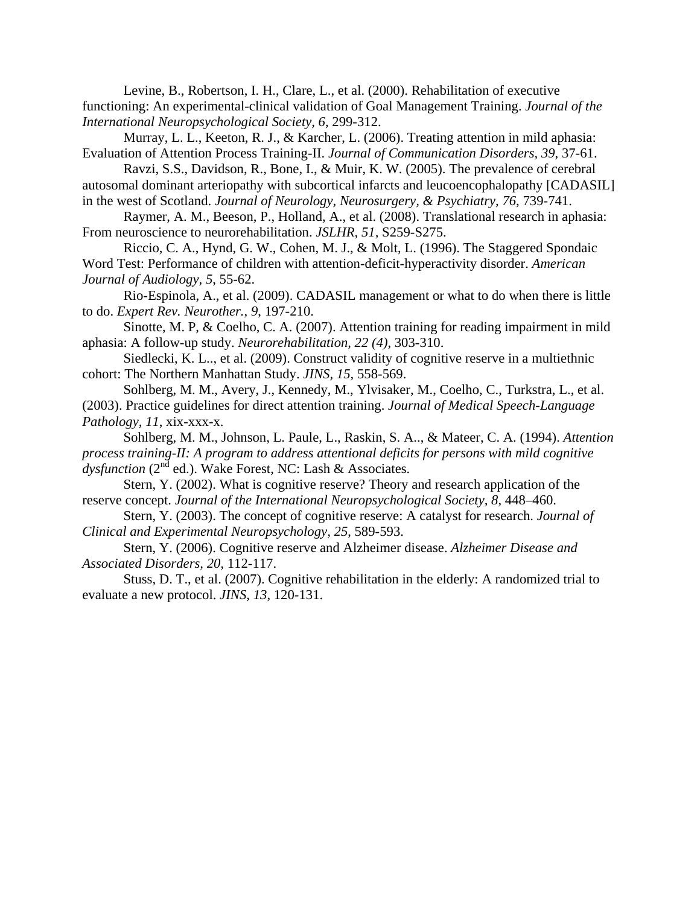Levine, B., Robertson, I. H., Clare, L., et al. (2000). Rehabilitation of executive functioning: An experimental-clinical validation of Goal Management Training. *Journal of the International Neuropsychological Society, 6*, 299-312.

Murray, L. L., Keeton, R. J., & Karcher, L. (2006). Treating attention in mild aphasia: Evaluation of Attention Process Training-II. *Journal of Communication Disorders, 39*, 37-61.

Ravzi, S.S., Davidson, R., Bone, I., & Muir, K. W. (2005). The prevalence of cerebral autosomal dominant arteriopathy with subcortical infarcts and leucoencephalopathy [CADASIL] in the west of Scotland. *Journal of Neurology, Neurosurgery, & Psychiatry, 76*, 739-741.

Raymer, A. M., Beeson, P., Holland, A., et al. (2008). Translational research in aphasia: From neuroscience to neurorehabilitation. *JSLHR, 51*, S259-S275.

Riccio, C. A., Hynd, G. W., Cohen, M. J., & Molt, L. (1996). The Staggered Spondaic Word Test: Performance of children with attention-deficit-hyperactivity disorder. *American Journal of Audiology, 5*, 55-62.

Rio-Espinola, A., et al. (2009). CADASIL management or what to do when there is little to do. *Expert Rev. Neurother., 9,* 197-210.

Sinotte, M. P, & Coelho, C. A. (2007). Attention training for reading impairment in mild aphasia: A follow-up study. *Neurorehabilitation, 22 (4)*, 303-310.

Siedlecki, K. L.., et al. (2009). Construct validity of cognitive reserve in a multiethnic cohort: The Northern Manhattan Study. *JINS, 15,* 558-569.

Sohlberg, M. M., Avery, J., Kennedy, M., Ylvisaker, M., Coelho, C., Turkstra, L., et al. (2003). Practice guidelines for direct attention training. *Journal of Medical Speech-Language Pathology, 11*, xix-xxx-x.

Sohlberg, M. M., Johnson, L. Paule, L., Raskin, S. A.., & Mateer, C. A. (1994). *Attention process training-II: A program to address attentional deficits for persons with mild cognitive dysfunction* (2nd ed.). Wake Forest, NC: Lash & Associates.

Stern, Y. (2002). What is cognitive reserve? Theory and research application of the reserve concept. *Journal of the International Neuropsychological Society, 8*, 448–460.

Stern, Y. (2003). The concept of cognitive reserve: A catalyst for research. *Journal of Clinical and Experimental Neuropsychology, 25*, 589-593.

Stern, Y. (2006). Cognitive reserve and Alzheimer disease. *Alzheimer Disease and Associated Disorders, 20,* 112-117.

Stuss, D. T., et al. (2007). Cognitive rehabilitation in the elderly: A randomized trial to evaluate a new protocol. *JINS, 13*, 120-131.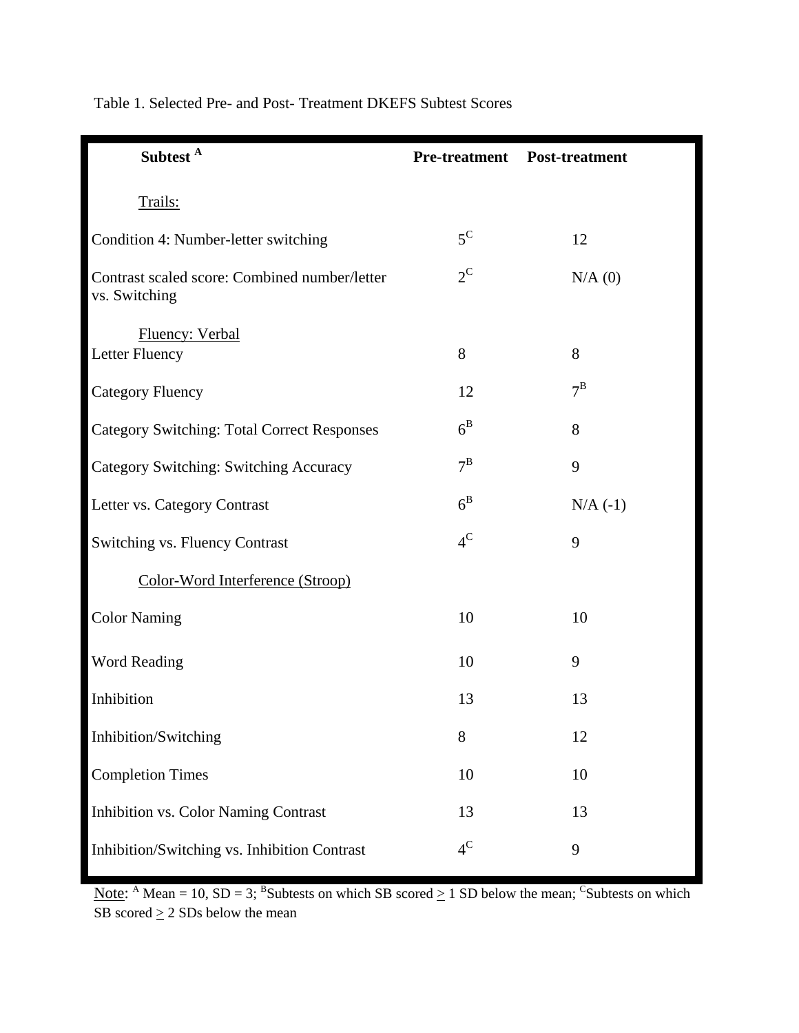Table 1. Selected Pre- and Post- Treatment DKEFS Subtest Scores

| Subtest [A] | Pre-treatment | Post-treatment |
|---|---|---|
| Trails: | | |
| Condition 4: Number-letter switching | 5 [C] | 12 |
| Contrast scaled score: Combined number/letter vs. Switching | 2 [C] | N/A (0) |
| Fluency: Verbal | | |
| Letter Fluency | 8 | 8 |
| Category Fluency | 12 | 7 [B] |
| Category Switching: Total Correct Responses | 6 [B] | 8 |
| Category Switching: Switching Accuracy | 7 [B] | 9 |
| Letter vs. Category Contrast | 6 [B] | N/A (-1) |
| Switching vs. Fluency Contrast | 4 [C] | 9 |
| Color-Word Interference (Stroop) | | |
| Color Naming | 10 | 10 |
| Word Reading | 10 | 9 |
| Inhibition | 13 | 13 |
| Inhibition/Switching | 8 | 12 |
| Completion Times | 10 | 10 |
| Inhibition vs. Color Naming Contrast | 13 | 13 |
| Inhibition/Switching vs. Inhibition Contrast | 4 [C] | 9 |

Note: [A] Mean = 10, SD = 3; [B] Subtests on which SB scored $\geq$ 1 SD below the mean; [C] Subtests on which SB scored $\geq$ 2 SDs below the mean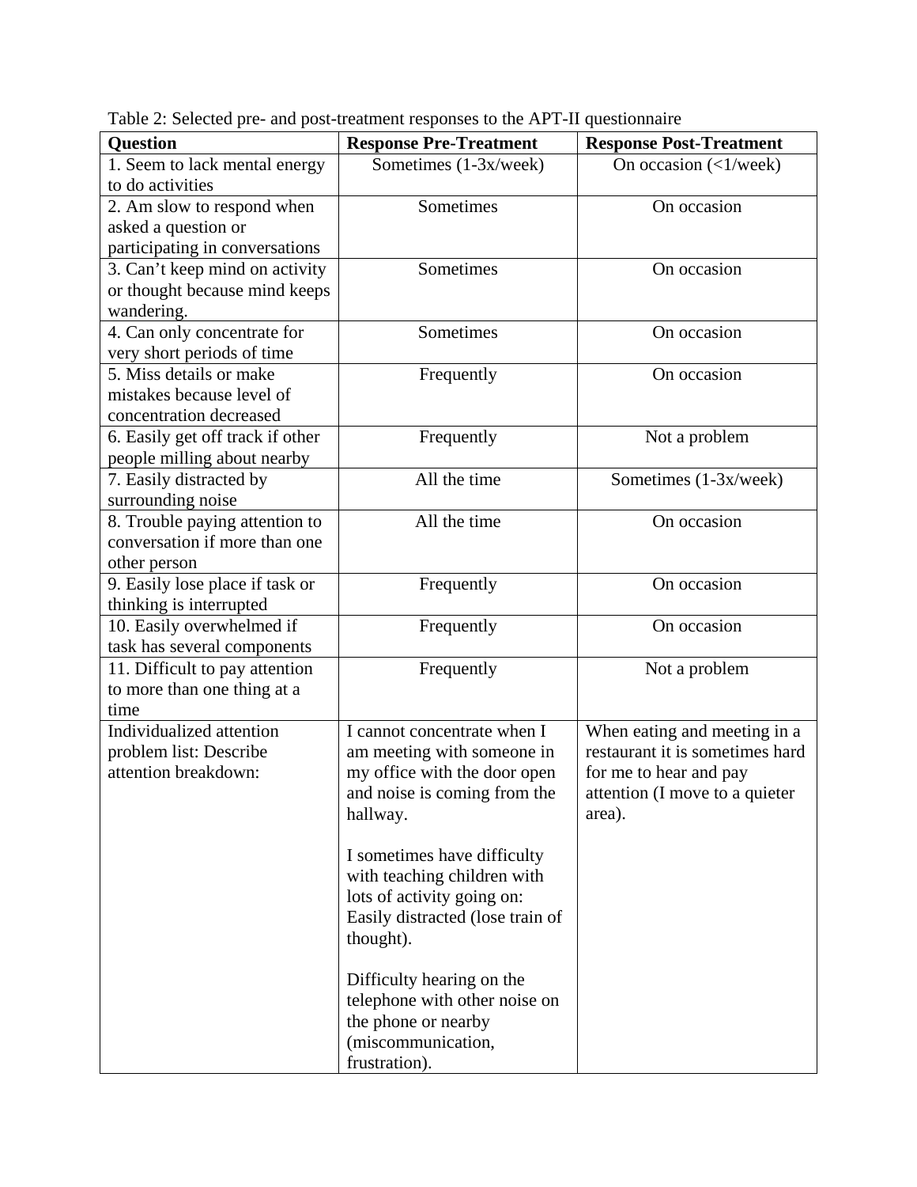Table 2: Selected pre- and post-treatment responses to the APT-II questionnaire

| Question | Response Pre-Treatment | Response Post-Treatment |
|---|---|---|
| 1. Seem to lack mental energy to do activities | Sometimes (1-3x/week) | On occasion (<1/week) |
| 2. Am slow to respond when asked a question or participating in conversations | Sometimes | On occasion |
| 3. Can't keep mind on activity or thought because mind keeps wandering. | Sometimes | On occasion |
| 4. Can only concentrate for very short periods of time | Sometimes | On occasion |
| 5. Miss details or make mistakes because level of concentration decreased | Frequently | On occasion |
| 6. Easily get off track if other people milling about nearby | Frequently | Not a problem |
| 7. Easily distracted by surrounding noise | All the time | Sometimes (1-3x/week) |
| 8. Trouble paying attention to conversation if more than one other person | All the time | On occasion |
| 9. Easily lose place if task or thinking is interrupted | Frequently | On occasion |
| 10. Easily overwhelmed if task has several components | Frequently | On occasion |
| 11. Difficult to pay attention to more than one thing at a time | Frequently | Not a problem |
| Individualized attention problem list: Describe attention breakdown: | I cannot concentrate when I am meeting with someone in my office with the door open and noise is coming from the hallway.<br><br>I sometimes have difficulty with teaching children with lots of activity going on: Easily distracted (lose train of thought).<br><br>Difficulty hearing on the telephone with other noise on the phone or nearby (miscommunication, frustration). | When eating and meeting in a restaurant it is sometimes hard for me to hear and pay attention (I move to a quieter area). |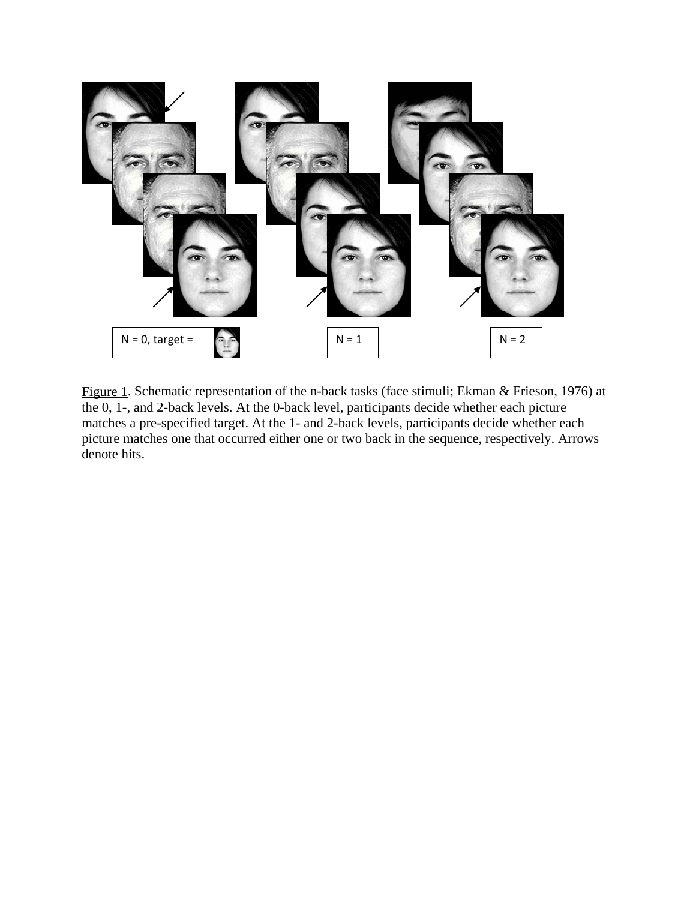N = 0, target =

N = 1

N = 2

Figure 1. Schematic representation of the n-back tasks (face stimuli; Ekman & Frieson, 1976) at the 0, 1-, and 2-back levels. At the 0-back level, participants decide whether each picture matches a pre-specified target. At the 1- and 2-back levels, participants decide whether each picture matches one that occurred either one or two back in the sequence, respectively. Arrows denote hits.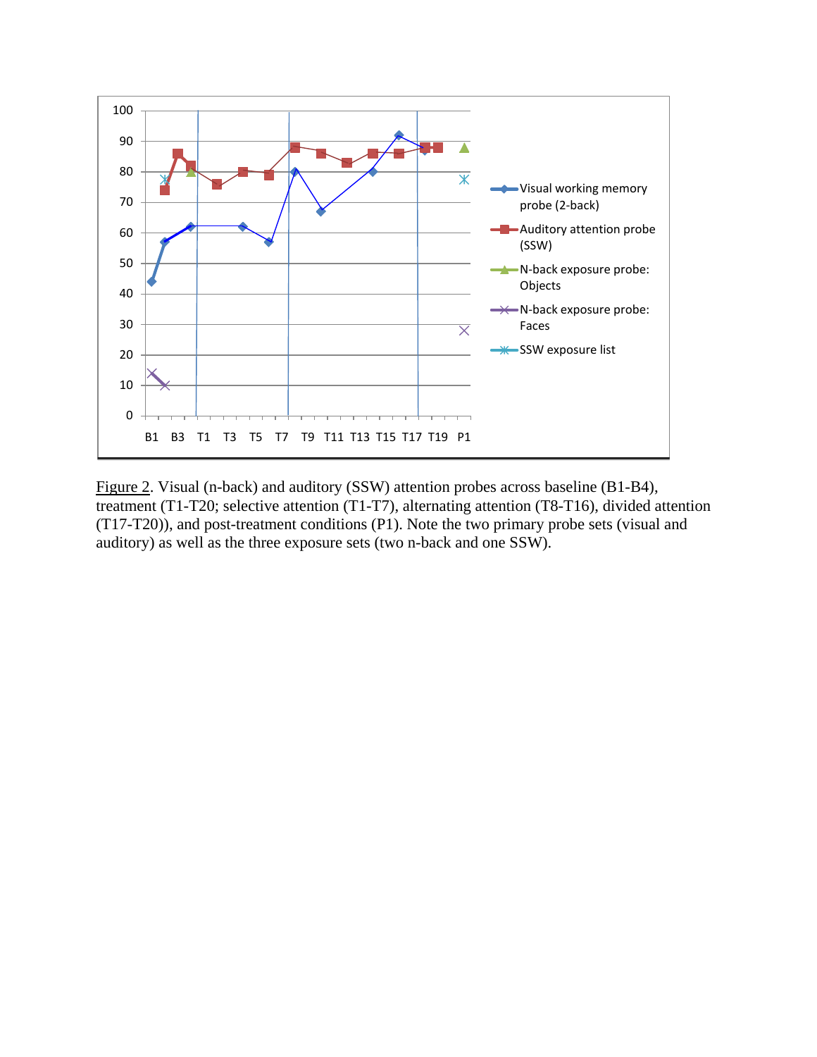100
90
80
70
60
50
40
30
20
10
0

B1 B3 T1 T3 T5 T7 T9 T11 T13 T15 T17 T19 P1

Visual working memory probe (2-back)

Auditory attention probe (SSW)

N-back exposure probe: Objects

N-back exposure probe: Faces

SSW exposure list

Figure 2. Visual (n-back) and auditory (SSW) attention probes across baseline (B1-B4), treatment (T1-T20; selective attention (T1-T7), alternating attention (T8-T16), divided attention (T17-T20)), and post-treatment conditions (P1). Note the two primary probe sets (visual and auditory) as well as the three exposure sets (two n-back and one SSW).